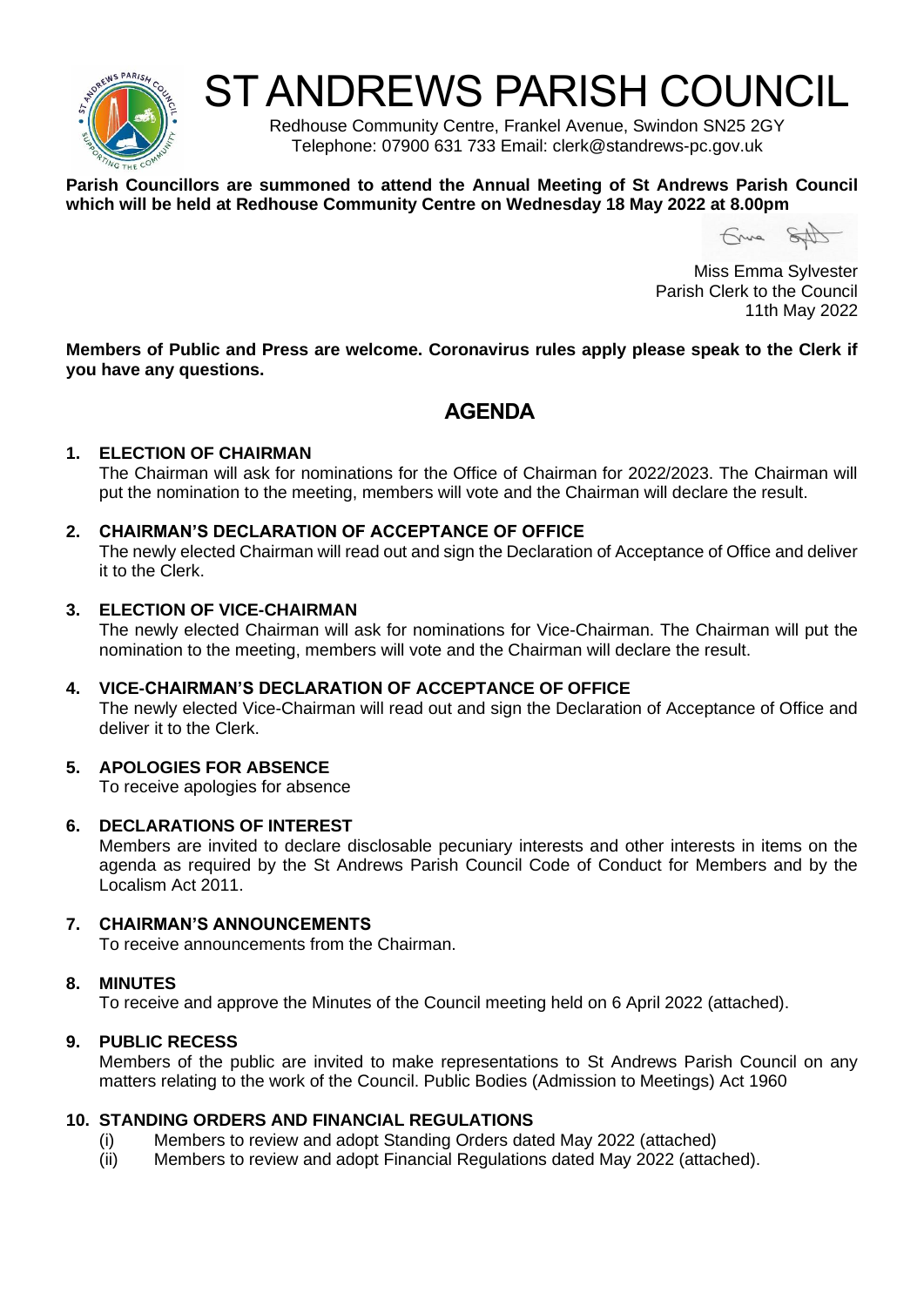# ST ANDREWS PARISH COUNCIL

Redhouse Community Centre, Frankel Avenue, Swindon SN25 2GY
Telephone: 07900 631 733 Email: clerk@standrews-pc.gov.uk

**Parish Councillors are summoned to attend the Annual Meeting of St Andrews Parish Council which will be held at Redhouse Community Centre on Wednesday 18 May 2022 at 8.00pm**

Miss Emma Sylvester
Parish Clerk to the Council
11th May 2022

**Members of Public and Press are welcome. Coronavirus rules apply please speak to the Clerk if you have any questions.**

## AGENDA

**1. ELECTION OF CHAIRMAN**

The Chairman will ask for nominations for the Office of Chairman for 2022/2023. The Chairman will put the nomination to the meeting, members will vote and the Chairman will declare the result.

**2. CHAIRMAN'S DECLARATION OF ACCEPTANCE OF OFFICE**

The newly elected Chairman will read out and sign the Declaration of Acceptance of Office and deliver it to the Clerk.

**3. ELECTION OF VICE-CHAIRMAN**

The newly elected Chairman will ask for nominations for Vice-Chairman. The Chairman will put the nomination to the meeting, members will vote and the Chairman will declare the result.

**4. VICE-CHAIRMAN'S DECLARATION OF ACCEPTANCE OF OFFICE**

The newly elected Vice-Chairman will read out and sign the Declaration of Acceptance of Office and deliver it to the Clerk.

**5. APOLOGIES FOR ABSENCE**

To receive apologies for absence

**6. DECLARATIONS OF INTEREST**

Members are invited to declare disclosable pecuniary interests and other interests in items on the agenda as required by the St Andrews Parish Council Code of Conduct for Members and by the Localism Act 2011.

**7. CHAIRMAN'S ANNOUNCEMENTS**

To receive announcements from the Chairman.

**8. MINUTES**

To receive and approve the Minutes of the Council meeting held on 6 April 2022 (attached).

**9. PUBLIC RECESS**

Members of the public are invited to make representations to St Andrews Parish Council on any matters relating to the work of the Council. Public Bodies (Admission to Meetings) Act 1960

**10. STANDING ORDERS AND FINANCIAL REGULATIONS**

(i) Members to review and adopt Standing Orders dated May 2022 (attached)
(ii) Members to review and adopt Financial Regulations dated May 2022 (attached).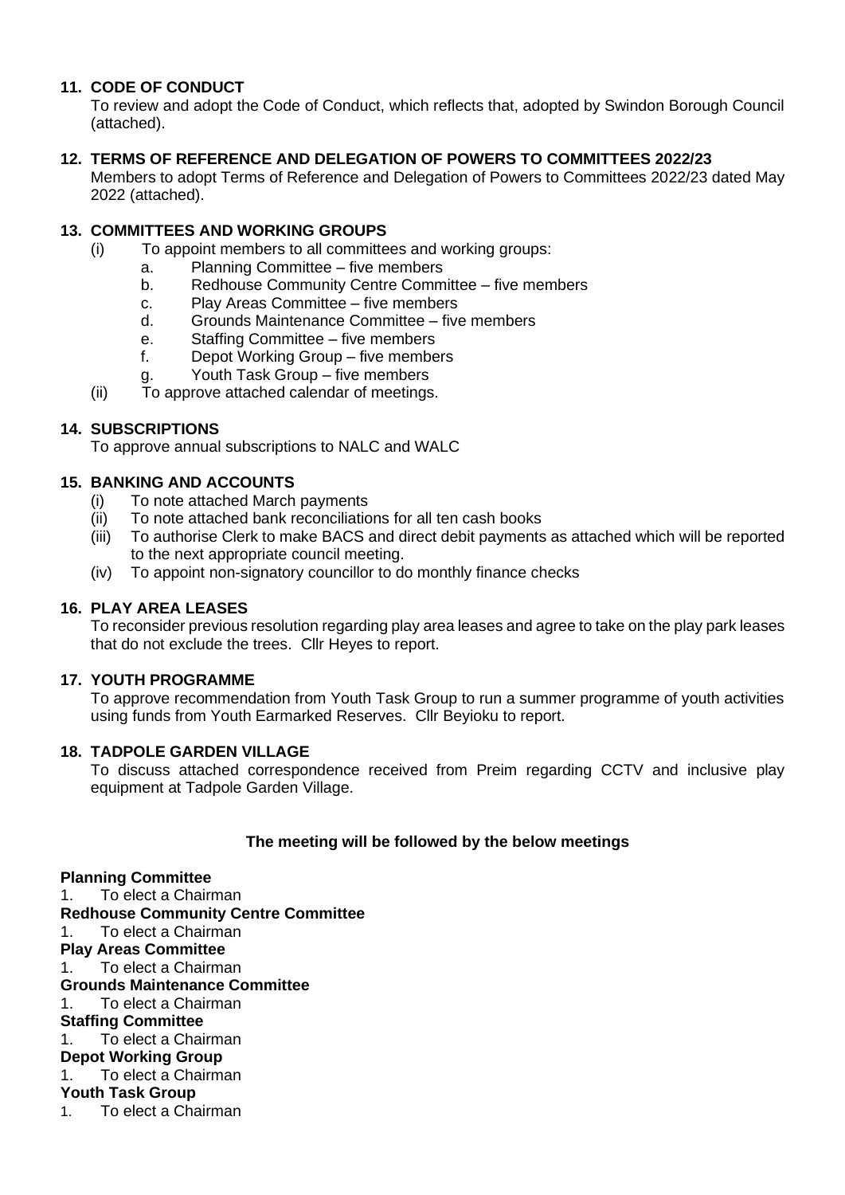**11. CODE OF CONDUCT**

To review and adopt the Code of Conduct, which reflects that, adopted by Swindon Borough Council (attached).

**12. TERMS OF REFERENCE AND DELEGATION OF POWERS TO COMMITTEES 2022/23**

Members to adopt Terms of Reference and Delegation of Powers to Committees 2022/23 dated May 2022 (attached).

**13. COMMITTEES AND WORKING GROUPS**

(i) To appoint members to all committees and working groups:
  a. Planning Committee – five members
  b. Redhouse Community Centre Committee – five members
  c. Play Areas Committee – five members
  d. Grounds Maintenance Committee – five members
  e. Staffing Committee – five members
  f. Depot Working Group – five members
  g. Youth Task Group – five members

(ii) To approve attached calendar of meetings.

**14. SUBSCRIPTIONS**

To approve annual subscriptions to NALC and WALC

**15. BANKING AND ACCOUNTS**

(i) To note attached March payments
(ii) To note attached bank reconciliations for all ten cash books
(iii) To authorise Clerk to make BACS and direct debit payments as attached which will be reported to the next appropriate council meeting.
(iv) To appoint non-signatory councillor to do monthly finance checks

**16. PLAY AREA LEASES**

To reconsider previous resolution regarding play area leases and agree to take on the play park leases that do not exclude the trees. Cllr Heyes to report.

**17. YOUTH PROGRAMME**

To approve recommendation from Youth Task Group to run a summer programme of youth activities using funds from Youth Earmarked Reserves. Cllr Beyioku to report.

**18. TADPOLE GARDEN VILLAGE**

To discuss attached correspondence received from Preim regarding CCTV and inclusive play equipment at Tadpole Garden Village.

**The meeting will be followed by the below meetings**

**Planning Committee**
1. To elect a Chairman

**Redhouse Community Centre Committee**
1. To elect a Chairman

**Play Areas Committee**
1. To elect a Chairman

**Grounds Maintenance Committee**
1. To elect a Chairman

**Staffing Committee**
1. To elect a Chairman

**Depot Working Group**
1. To elect a Chairman

**Youth Task Group**
1. To elect a Chairman